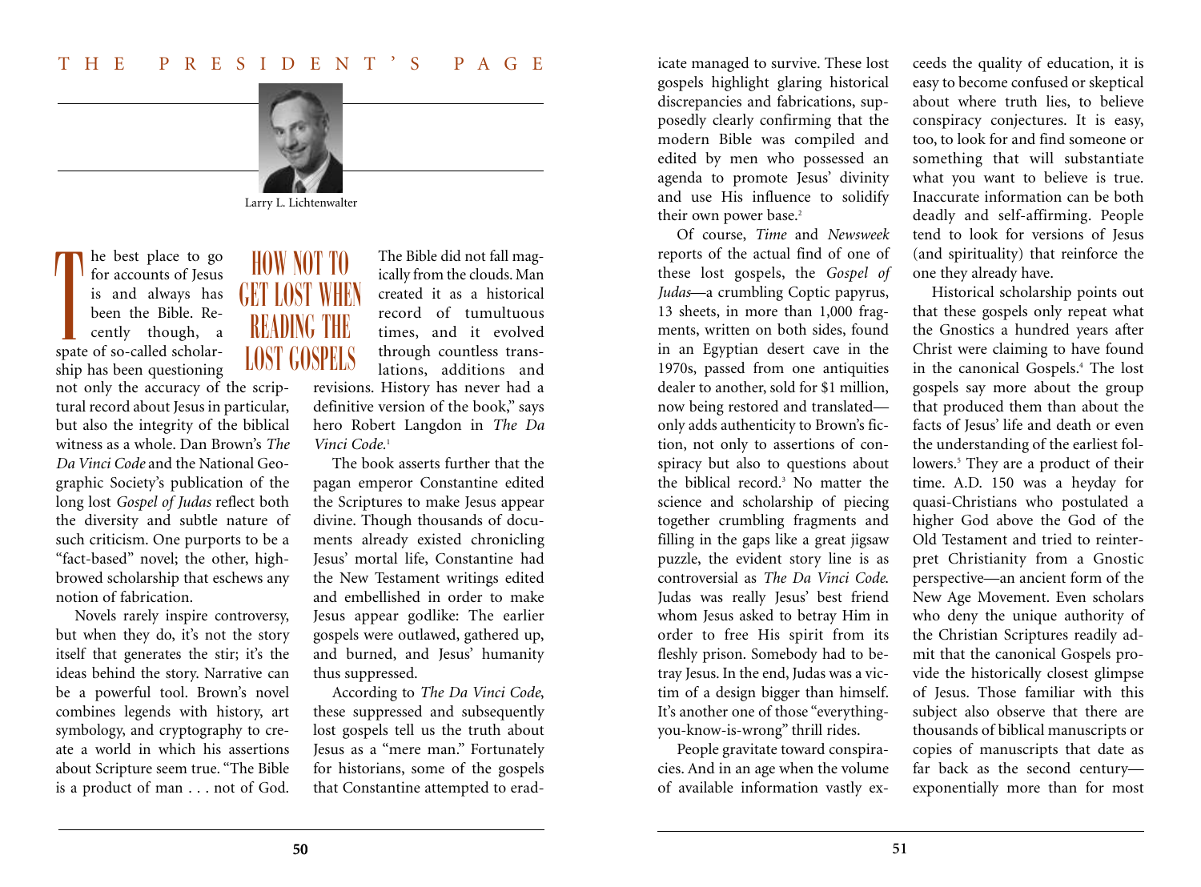# HOW NOT TO GET LOST WHEN READING THE LOST GOSPELS

Larry L. Lichtenwalter

The best place to go for accounts of Jesus is and always has been the Bible. Recently though, a spate of so-called scholarship has been questioning not only the accuracy of the scriptural record about Jesus in particular, but also the integrity of the biblical witness as a whole. Dan Brown's *The Da Vinci Code* and the National Geographic Society's publication of the long lost *Gospel of Judas* reflect both the diversity and subtle nature of such criticism. One purports to be a "fact-based" novel; the other, highbrowed scholarship that eschews any notion of fabrication.

Novels rarely inspire controversy, but when they do, it's not the story itself that generates the stir; it's the ideas behind the story. Narrative can be a powerful tool. Brown's novel combines legends with history, art symbology, and cryptography to create a world in which his assertions about Scripture seem true. "The Bible is a product of man . . . not of God. The Bible did not fall magically from the clouds. Man created it as a historical record of tumultuous times, and it evolved through countless translations, additions and revisions. History has never had a definitive version of the book," says hero Robert Langdon in *The Da Vinci Code*.[1]

The book asserts further that the pagan emperor Constantine edited the Scriptures to make Jesus appear divine. Though thousands of documents already existed chronicling Jesus' mortal life, Constantine had the New Testament writings edited and embellished in order to make Jesus appear godlike: The earlier gospels were outlawed, gathered up, and burned, and Jesus' humanity thus suppressed.

According to *The Da Vinci Code*, these suppressed and subsequently lost gospels tell us the truth about Jesus as a "mere man." Fortunately for historians, some of the gospels that Constantine attempted to eradicate managed to survive. These lost gospels highlight glaring historical discrepancies and fabrications, supposedly clearly confirming that the modern Bible was compiled and edited by men who possessed an agenda to promote Jesus' divinity and use His influence to solidify their own power base.[2]

Of course, *Time* and *Newsweek* reports of the actual find of one of these lost gospels, the *Gospel of Judas*—a crumbling Coptic papyrus, 13 sheets, in more than 1,000 fragments, written on both sides, found in an Egyptian desert cave in the 1970s, passed from one antiquities dealer to another, sold for $1 million, now being restored and translated—only adds authenticity to Brown's fiction, not only to assertions of conspiracy but also to questions about the biblical record.[3] No matter the science and scholarship of piecing together crumbling fragments and filling in the gaps like a great jigsaw puzzle, the evident story line is as controversial as *The Da Vinci Code*. Judas was really Jesus' best friend whom Jesus asked to betray Him in order to free His spirit from its fleshly prison. Somebody had to betray Jesus. In the end, Judas was a victim of a design bigger than himself. It's another one of those "everything-you-know-is-wrong" thrill rides.

People gravitate toward conspiracies. And in an age when the volume of available information vastly exceeds the quality of education, it is easy to become confused or skeptical about where truth lies, to believe conspiracy conjectures. It is easy, too, to look for and find someone or something that will substantiate what you want to believe is true. Inaccurate information can be both deadly and self-affirming. People tend to look for versions of Jesus (and spirituality) that reinforce the one they already have.

Historical scholarship points out that these gospels only repeat what the Gnostics a hundred years after Christ were claiming to have found in the canonical Gospels.[4] The lost gospels say more about the group that produced them than about the facts of Jesus' life and death or even the understanding of the earliest followers.[5] They are a product of their time. A.D. 150 was a heyday for quasi-Christians who postulated a higher God above the God of the Old Testament and tried to reinterpret Christianity from a Gnostic perspective—an ancient form of the New Age Movement. Even scholars who deny the unique authority of the Christian Scriptures readily admit that the canonical Gospels provide the historically closest glimpse of Jesus. Those familiar with this subject also observe that there are thousands of biblical manuscripts or copies of manuscripts that date as far back as the second century—exponentially more than for most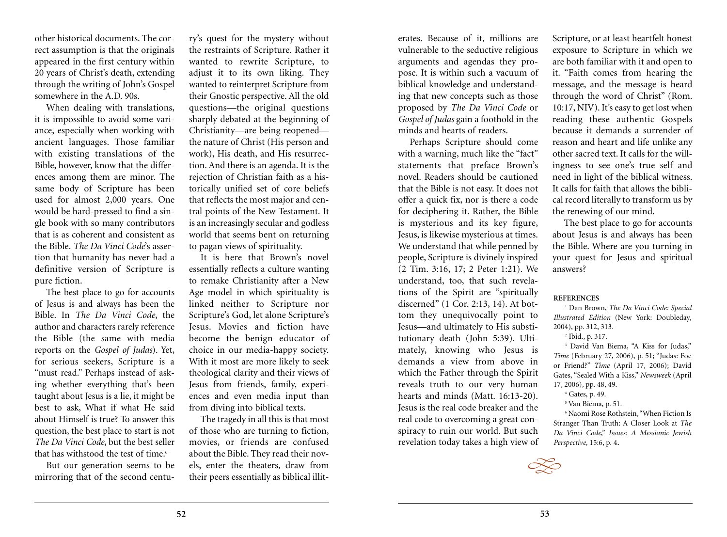other historical documents. The correct assumption is that the originals appeared in the first century within 20 years of Christ's death, extending through the writing of John's Gospel somewhere in the A.D. 90s.

When dealing with translations, it is impossible to avoid some variance, especially when working with ancient languages. Those familiar with existing translations of the Bible, however, know that the differences among them are minor. The same body of Scripture has been used for almost 2,000 years. One would be hard-pressed to find a single book with so many contributors that is as coherent and consistent as the Bible. *The Da Vinci Code*'s assertion that humanity has never had a definitive version of Scripture is pure fiction.

The best place to go for accounts of Jesus is and always has been the Bible. In *The Da Vinci Code*, the author and characters rarely reference the Bible (the same with media reports on the *Gospel of Judas*). Yet, for serious seekers, Scripture is a "must read." Perhaps instead of asking whether everything that's been taught about Jesus is a lie, it might be best to ask, What if what He said about Himself is true? To answer this question, the best place to start is not *The Da Vinci Code*, but the best seller that has withstood the test of time.[6]

But our generation seems to be mirroring that of the second century's quest for the mystery without the restraints of Scripture. Rather it wanted to rewrite Scripture, to adjust it to its own liking. They wanted to reinterpret Scripture from their Gnostic perspective. All the old questions—the original questions sharply debated at the beginning of Christianity—are being reopened—the nature of Christ (His person and work), His death, and His resurrection. And there is an agenda. It is the rejection of Christian faith as a historically unified set of core beliefs that reflects the most major and central points of the New Testament. It is an increasingly secular and godless world that seems bent on returning to pagan views of spirituality.

It is here that Brown's novel essentially reflects a culture wanting to remake Christianity after a New Age model in which spirituality is linked neither to Scripture nor Scripture's God, let alone Scripture's Jesus. Movies and fiction have become the benign educator of choice in our media-happy society. With it most are more likely to seek theological clarity and their views of Jesus from friends, family, experiences and even media input than from diving into biblical texts.

The tragedy in all this is that most of those who are turning to fiction, movies, or friends are confused about the Bible. They read their novels, enter the theaters, draw from their peers essentially as biblical illiterates. Because of it, millions are vulnerable to the seductive religious arguments and agendas they propose. It is within such a vacuum of biblical knowledge and understanding that new concepts such as those proposed by *The Da Vinci Code* or *Gospel of Judas* gain a foothold in the minds and hearts of readers.

Perhaps Scripture should come with a warning, much like the "fact" statements that preface Brown's novel. Readers should be cautioned that the Bible is not easy. It does not offer a quick fix, nor is there a code for deciphering it. Rather, the Bible is mysterious and its key figure, Jesus, is likewise mysterious at times. We understand that while penned by people, Scripture is divinely inspired (2 Tim. 3:16, 17; 2 Peter 1:21). We understand, too, that such revelations of the Spirit are "spiritually discerned" (1 Cor. 2:13, 14). At bottom they unequivocally point to Jesus—and ultimately to His substitutionary death (John 5:39). Ultimately, knowing who Jesus is demands a view from above in which the Father through the Spirit reveals truth to our very human hearts and minds (Matt. 16:13-20). Jesus is the real code breaker and the real code to overcoming a great conspiracy to ruin our world. But such revelation today takes a high view of Scripture, or at least heartfelt honest exposure to Scripture in which we are both familiar with it and open to it. "Faith comes from hearing the message, and the message is heard through the word of Christ" (Rom. 10:17, NIV). It's easy to get lost when reading these authentic Gospels because it demands a surrender of reason and heart and life unlike any other sacred text. It calls for the willingness to see one's true self and need in light of the biblical witness. It calls for faith that allows the biblical record literally to transform us by the renewing of our mind.

The best place to go for accounts about Jesus is and always has been the Bible. Where are you turning in your quest for Jesus and spiritual answers?

**REFERENCES**

[1] Dan Brown, *The Da Vinci Code: Special Illustrated Edition* (New York: Doubleday, 2004), pp. 312, 313.

[2] Ibid., p. 317.

[3] David Van Biema, "A Kiss for Judas," *Time* (February 27, 2006), p. 51; "Judas: Foe or Friend?" *Time* (April 17, 2006); David Gates, "Sealed With a Kiss," *Newsweek* (April 17, 2006), pp. 48, 49.

[4] Gates, p. 49.

[5] Van Biema, p. 51.

[6] Naomi Rose Rothstein, "When Fiction Is Stranger Than Truth: A Closer Look at *The Da Vinci Code*," *Issues: A Messianic Jewish Perspective,* 15:6, p. 4.